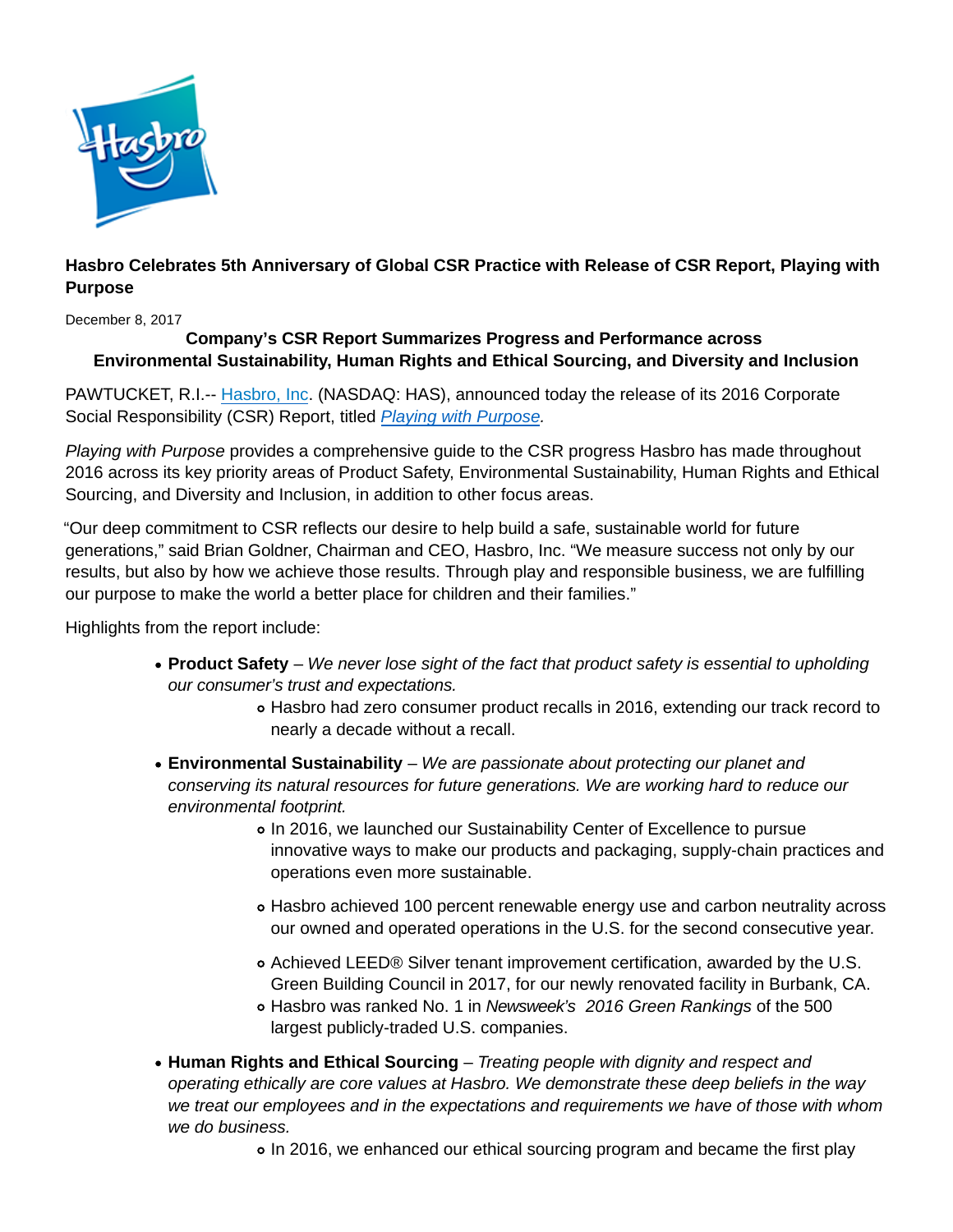# Hasbro Celebrates 5th Anniversary of Global CSR Practice with Release of CSR Report, Playing with Purpose

December 8, 2017

**Company's CSR Report Summarizes Progress and Performance across Environmental Sustainability, Human Rights and Ethical Sourcing, and Diversity and Inclusion**

PAWTUCKET, R.I.-- Hasbro, Inc. (NASDAQ: HAS), announced today the release of its 2016 Corporate Social Responsibility (CSR) Report, titled *Playing with Purpose.*

*Playing with Purpose* provides a comprehensive guide to the CSR progress Hasbro has made throughout 2016 across its key priority areas of Product Safety, Environmental Sustainability, Human Rights and Ethical Sourcing, and Diversity and Inclusion, in addition to other focus areas.

"Our deep commitment to CSR reflects our desire to help build a safe, sustainable world for future generations," said Brian Goldner, Chairman and CEO, Hasbro, Inc. "We measure success not only by our results, but also by how we achieve those results. Through play and responsible business, we are fulfilling our purpose to make the world a better place for children and their families."

Highlights from the report include:

- **Product Safety** – *We never lose sight of the fact that product safety is essential to upholding our consumer's trust and expectations.*
  - Hasbro had zero consumer product recalls in 2016, extending our track record to nearly a decade without a recall.
- **Environmental Sustainability** – *We are passionate about protecting our planet and conserving its natural resources for future generations. We are working hard to reduce our environmental footprint.*
  - In 2016, we launched our Sustainability Center of Excellence to pursue innovative ways to make our products and packaging, supply-chain practices and operations even more sustainable.
  - Hasbro achieved 100 percent renewable energy use and carbon neutrality across our owned and operated operations in the U.S. for the second consecutive year.
  - Achieved LEED® Silver tenant improvement certification, awarded by the U.S. Green Building Council in 2017, for our newly renovated facility in Burbank, CA.
  - Hasbro was ranked No. 1 in *Newsweek's 2016 Green Rankings* of the 500 largest publicly-traded U.S. companies.
- **Human Rights and Ethical Sourcing** – *Treating people with dignity and respect and operating ethically are core values at Hasbro. We demonstrate these deep beliefs in the way we treat our employees and in the expectations and requirements we have of those with whom we do business.*
  - In 2016, we enhanced our ethical sourcing program and became the first play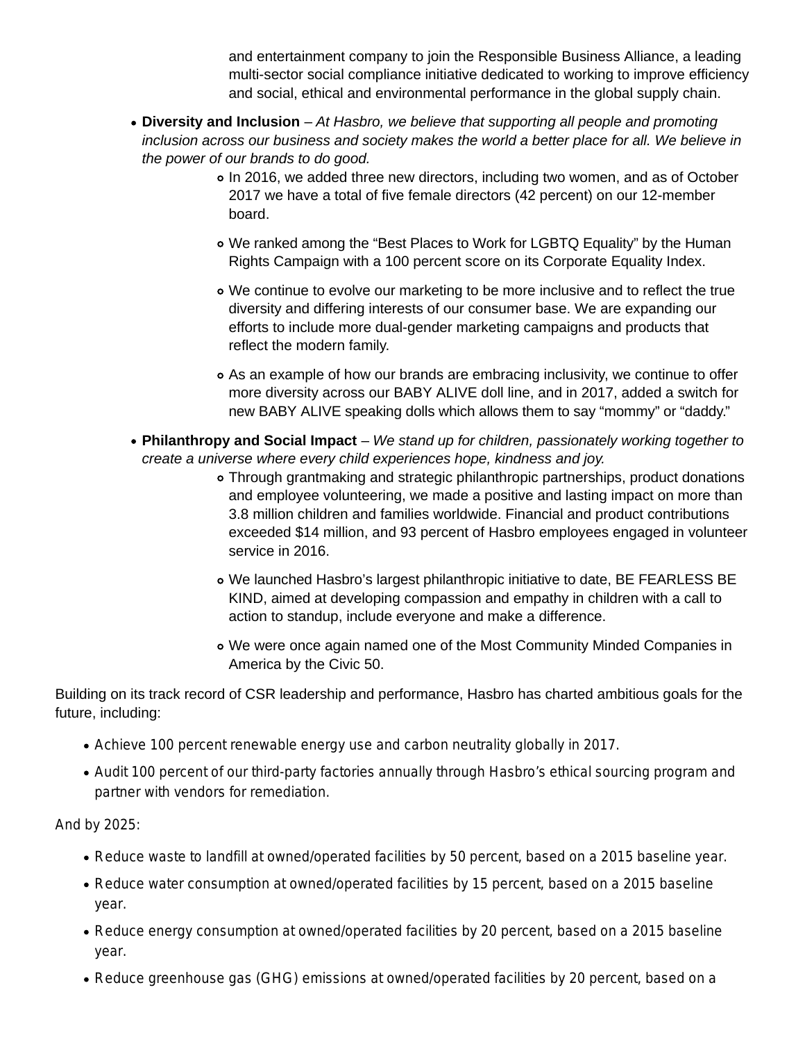and entertainment company to join the Responsible Business Alliance, a leading multi-sector social compliance initiative dedicated to working to improve efficiency and social, ethical and environmental performance in the global supply chain.

- **Diversity and Inclusion** – *At Hasbro, we believe that supporting all people and promoting inclusion across our business and society makes the world a better place for all. We believe in the power of our brands to do good.*
  - In 2016, we added three new directors, including two women, and as of October 2017 we have a total of five female directors (42 percent) on our 12-member board.
  - We ranked among the "Best Places to Work for LGBTQ Equality" by the Human Rights Campaign with a 100 percent score on its Corporate Equality Index.
  - We continue to evolve our marketing to be more inclusive and to reflect the true diversity and differing interests of our consumer base. We are expanding our efforts to include more dual-gender marketing campaigns and products that reflect the modern family.
  - As an example of how our brands are embracing inclusivity, we continue to offer more diversity across our BABY ALIVE doll line, and in 2017, added a switch for new BABY ALIVE speaking dolls which allows them to say "mommy" or "daddy."
- **Philanthropy and Social Impact** – *We stand up for children, passionately working together to create a universe where every child experiences hope, kindness and joy.*
  - Through grantmaking and strategic philanthropic partnerships, product donations and employee volunteering, we made a positive and lasting impact on more than 3.8 million children and families worldwide. Financial and product contributions exceeded $14 million, and 93 percent of Hasbro employees engaged in volunteer service in 2016.
  - We launched Hasbro's largest philanthropic initiative to date, BE FEARLESS BE KIND, aimed at developing compassion and empathy in children with a call to action to standup, include everyone and make a difference.
  - We were once again named one of the Most Community Minded Companies in America by the Civic 50.

Building on its track record of CSR leadership and performance, Hasbro has charted ambitious goals for the future, including:

- Achieve 100 percent renewable energy use and carbon neutrality globally in 2017.
- Audit 100 percent of our third-party factories annually through Hasbro's ethical sourcing program and partner with vendors for remediation.

And by 2025:

- Reduce waste to landfill at owned/operated facilities by 50 percent, based on a 2015 baseline year.
- Reduce water consumption at owned/operated facilities by 15 percent, based on a 2015 baseline year.
- Reduce energy consumption at owned/operated facilities by 20 percent, based on a 2015 baseline year.
- Reduce greenhouse gas (GHG) emissions at owned/operated facilities by 20 percent, based on a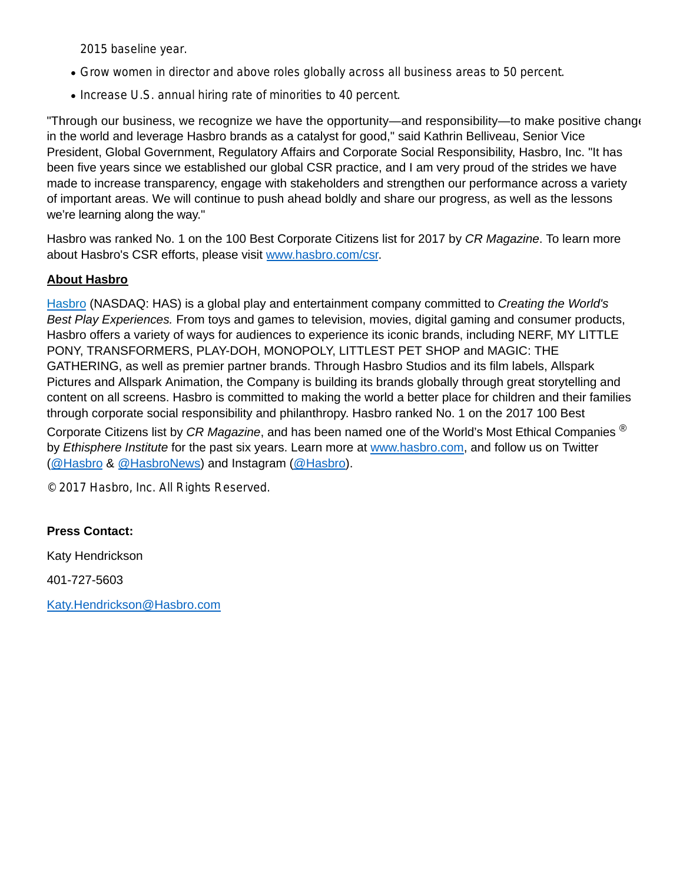2015 baseline year.

- Grow women in director and above roles globally across all business areas to 50 percent.
- Increase U.S. annual hiring rate of minorities to 40 percent.

"Through our business, we recognize we have the opportunity—and responsibility—to make positive change in the world and leverage Hasbro brands as a catalyst for good," said Kathrin Belliveau, Senior Vice President, Global Government, Regulatory Affairs and Corporate Social Responsibility, Hasbro, Inc. "It has been five years since we established our global CSR practice, and I am very proud of the strides we have made to increase transparency, engage with stakeholders and strengthen our performance across a variety of important areas. We will continue to push ahead boldly and share our progress, as well as the lessons we're learning along the way."

Hasbro was ranked No. 1 on the 100 Best Corporate Citizens list for 2017 by *CR Magazine*. To learn more about Hasbro's CSR efforts, please visit [www.hasbro.com/csr](www.hasbro.com/csr).

**About Hasbro**

Hasbro (NASDAQ: HAS) is a global play and entertainment company committed to *Creating the World's Best Play Experiences.* From toys and games to television, movies, digital gaming and consumer products, Hasbro offers a variety of ways for audiences to experience its iconic brands, including NERF, MY LITTLE PONY, TRANSFORMERS, PLAY-DOH, MONOPOLY, LITTLEST PET SHOP and MAGIC: THE GATHERING, as well as premier partner brands. Through Hasbro Studios and its film labels, Allspark Pictures and Allspark Animation, the Company is building its brands globally through great storytelling and content on all screens. Hasbro is committed to making the world a better place for children and their families through corporate social responsibility and philanthropy. Hasbro ranked No. 1 on the 2017 100 Best Corporate Citizens list by *CR Magazine*, and has been named one of the World's Most Ethical Companies ® by *Ethisphere Institute* for the past six years. Learn more at [www.hasbro.com](www.hasbro.com), and follow us on Twitter (@Hasbro & @HasbroNews) and Instagram (@Hasbro).

© 2017 Hasbro, Inc. All Rights Reserved.

**Press Contact:**

Katy Hendrickson

401-727-5603

Katy.Hendrickson@Hasbro.com